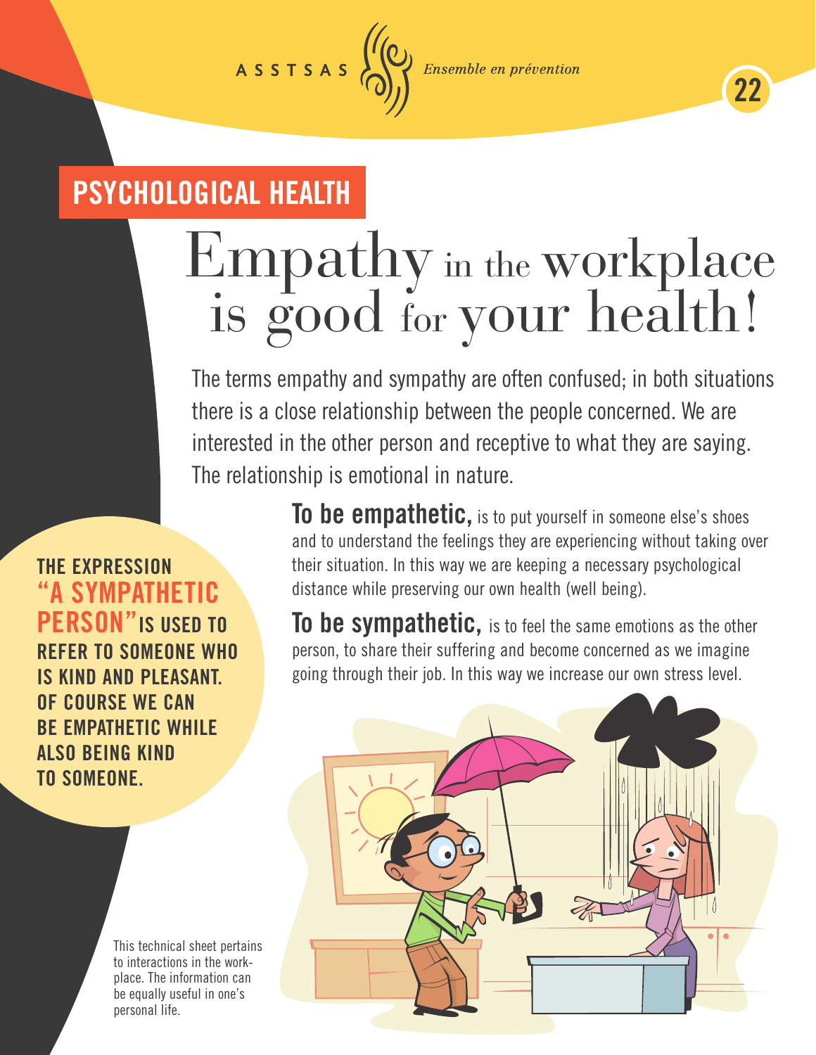ASSTSAS *Ensemble en prévention*

## PSYCHOLOGICAL HEALTH

# Empathy in the workplace is good for your health!

The terms empathy and sympathy are often confused; in both situations there is a close relationship between the people concerned. We are interested in the other person and receptive to what they are saying. The relationship is emotional in nature.

**To be empathetic,** is to put yourself in someone else's shoes and to understand the feelings they are experiencing without taking over their situation. In this way we are keeping a necessary psychological distance while preserving our own health (well being).

**To be sympathetic,** is to feel the same emotions as the other person, to share their suffering and become concerned as we imagine going through their job. In this way we increase our own stress level.

**THE EXPRESSION "A SYMPATHETIC PERSON" IS USED TO REFER TO SOMEONE WHO IS KIND AND PLEASANT. OF COURSE WE CAN BE EMPATHETIC WHILE ALSO BEING KIND TO SOMEONE.**

This technical sheet pertains to interactions in the workplace. The information can be equally useful in one's personal life.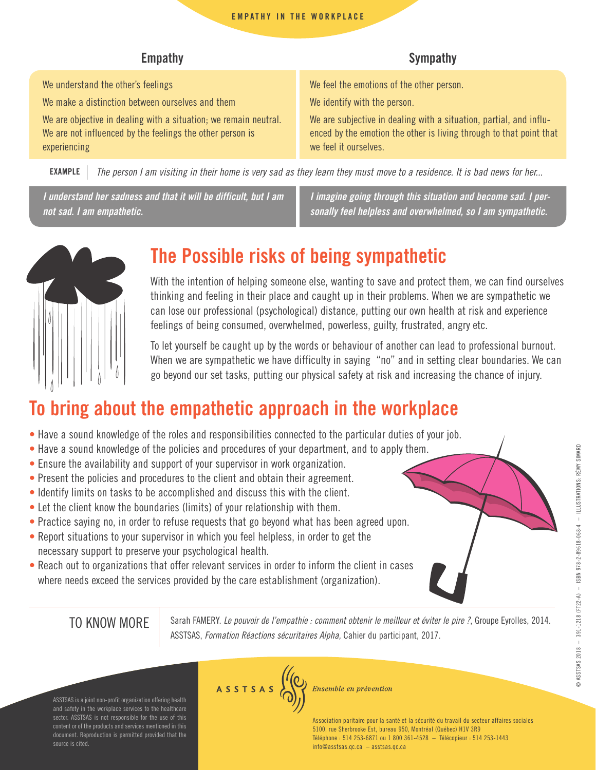| Empathy | Sympathy |
|---|---|
| We understand the other's feelings | We feel the emotions of the other person. |
| We make a distinction between ourselves and them | We identify with the person. |
| We are objective in dealing with a situation; we remain neutral. We are not influenced by the feelings the other person is experiencing | We are subjective in dealing with a situation, partial, and influenced by the emotion the other is living through to that point that we feel it ourselves. |

**EXAMPLE** *The person I am visiting in their home is very sad as they learn they must move to a residence. It is bad news for her...*

| | |
|---|---|
| ***I understand her sadness and that it will be difficult, but I am not sad. I am empathetic.*** | ***I imagine going through this situation and become sad. I personally feel helpless and overwhelmed, so I am sympathetic.*** |

## The Possible risks of being sympathetic

With the intention of helping someone else, wanting to save and protect them, we can find ourselves thinking and feeling in their place and caught up in their problems. When we are sympathetic we can lose our professional (psychological) distance, putting our own health at risk and experience feelings of being consumed, overwhelmed, powerless, guilty, frustrated, angry etc.

To let yourself be caught up by the words or behaviour of another can lead to professional burnout. When we are sympathetic we have difficulty in saying "no" and in setting clear boundaries. We can go beyond our set tasks, putting our physical safety at risk and increasing the chance of injury.

## To bring about the empathetic approach in the workplace

- Have a sound knowledge of the roles and responsibilities connected to the particular duties of your job.
- Have a sound knowledge of the policies and procedures of your department, and to apply them.
- Ensure the availability and support of your supervisor in work organization.
- Present the policies and procedures to the client and obtain their agreement.
- Identify limits on tasks to be accomplished and discuss this with the client.
- Let the client know the boundaries (limits) of your relationship with them.
- Practice saying no, in order to refuse requests that go beyond what has been agreed upon.
- Report situations to your supervisor in which you feel helpless, in order to get the necessary support to preserve your psychological health.
- Reach out to organizations that offer relevant services in order to inform the client in cases where needs exceed the services provided by the care establishment (organization).

TO KNOW MORE

Sarah FAMERY. *Le pouvoir de l'empathie : comment obtenir le meilleur et éviter le pire ?*, Groupe Eyrolles, 2014.
ASSTSAS, *Formation Réactions sécuritaires Alpha,* Cahier du participant, 2017.

© ASSTSAS 2018 – 391-1218 (FT22-A) – ISBN 978-2-89618-068-4 – ILLUSTRATIONS: RÉMY SIMARD

ASSTSAS is a joint non-profit organization offering health and safety in the workplace services to the healthcare sector. ASSTSAS is not responsible for the use of this content or of the products and services mentioned in this document. Reproduction is permitted provided that the source is cited.

ASSTSAS *Ensemble en prévention*

Association paritaire pour la santé et la sécurité du travail du secteur affaires sociales
5100, rue Sherbrooke Est, bureau 950, Montréal (Québec) H1V 3R9
Téléphone : 514 253-6871 ou 1 800 361-4528 – Télécopieur : 514 253-1443
info@asstsas.qc.ca – asstsas.qc.ca